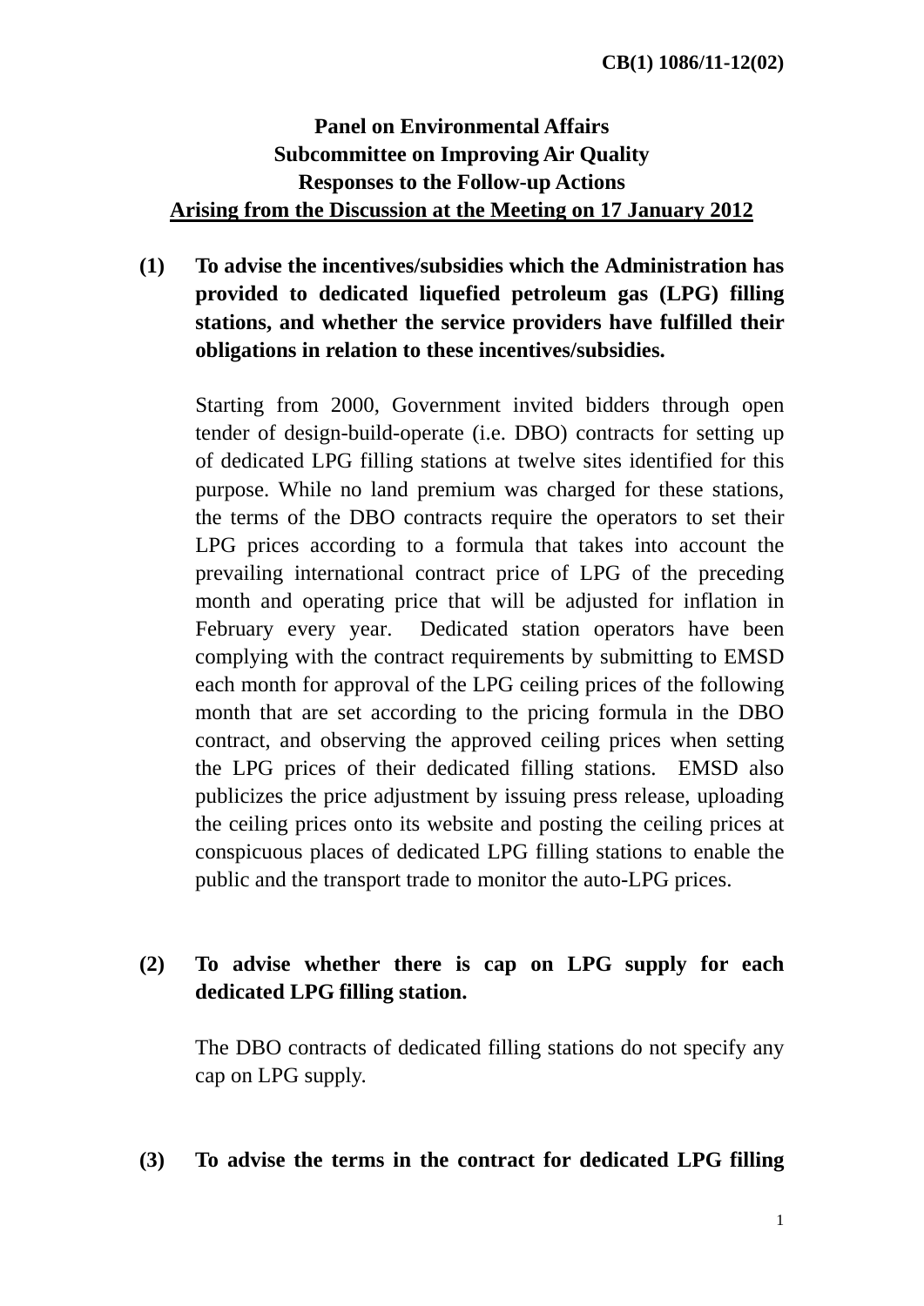CB(1) 1086/11-12(02)

**Panel on Environmental Affairs**
**Subcommittee on Improving Air Quality**
**Responses to the Follow-up Actions**
**Arising from the Discussion at the Meeting on 17 January 2012**

**(1) To advise the incentives/subsidies which the Administration has provided to dedicated liquefied petroleum gas (LPG) filling stations, and whether the service providers have fulfilled their obligations in relation to these incentives/subsidies.**

Starting from 2000, Government invited bidders through open tender of design-build-operate (i.e. DBO) contracts for setting up of dedicated LPG filling stations at twelve sites identified for this purpose. While no land premium was charged for these stations, the terms of the DBO contracts require the operators to set their LPG prices according to a formula that takes into account the prevailing international contract price of LPG of the preceding month and operating price that will be adjusted for inflation in February every year. Dedicated station operators have been complying with the contract requirements by submitting to EMSD each month for approval of the LPG ceiling prices of the following month that are set according to the pricing formula in the DBO contract, and observing the approved ceiling prices when setting the LPG prices of their dedicated filling stations. EMSD also publicizes the price adjustment by issuing press release, uploading the ceiling prices onto its website and posting the ceiling prices at conspicuous places of dedicated LPG filling stations to enable the public and the transport trade to monitor the auto-LPG prices.

**(2) To advise whether there is cap on LPG supply for each dedicated LPG filling station.**

The DBO contracts of dedicated filling stations do not specify any cap on LPG supply.

**(3) To advise the terms in the contract for dedicated LPG filling**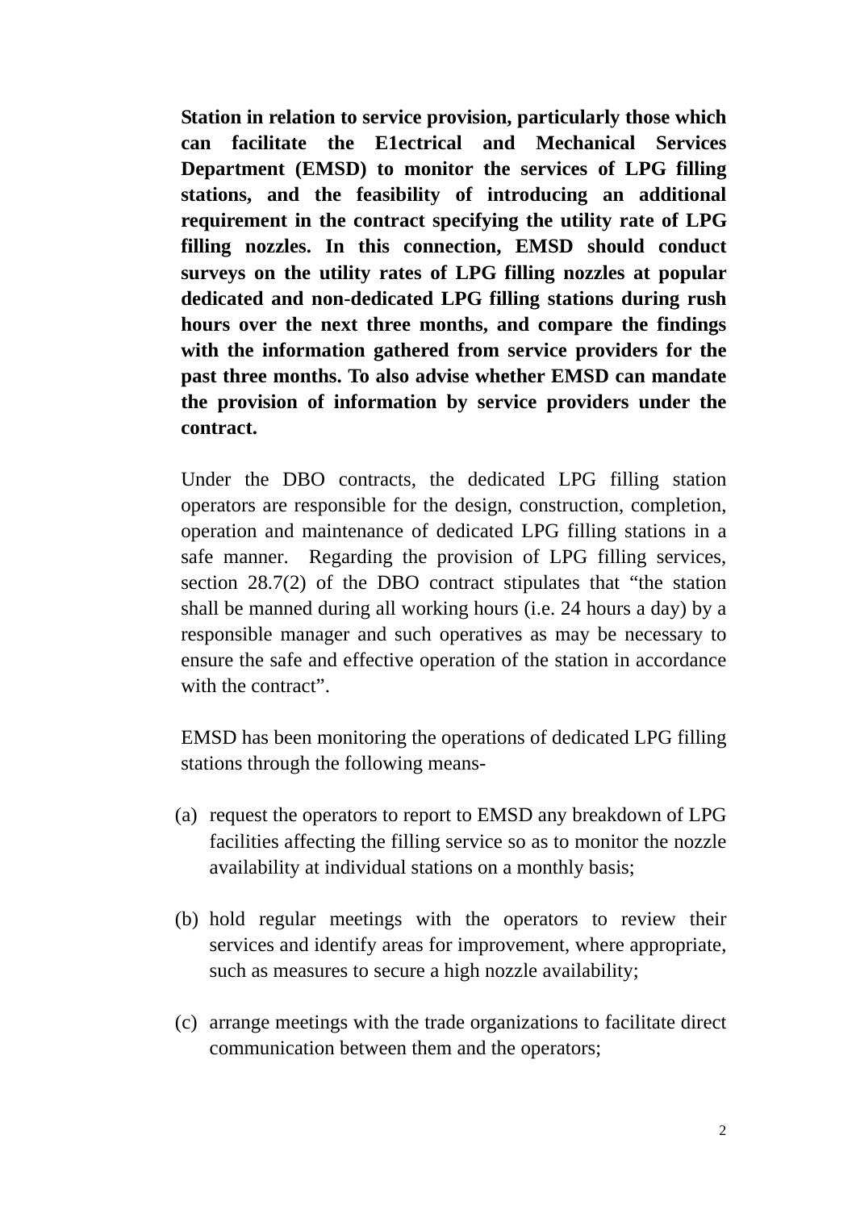**Station in relation to service provision, particularly those which can facilitate the E1ectrical and Mechanical Services Department (EMSD) to monitor the services of LPG filling stations, and the feasibility of introducing an additional requirement in the contract specifying the utility rate of LPG filling nozzles. In this connection, EMSD should conduct surveys on the utility rates of LPG filling nozzles at popular dedicated and non-dedicated LPG filling stations during rush hours over the next three months, and compare the findings with the information gathered from service providers for the past three months. To also advise whether EMSD can mandate the provision of information by service providers under the contract.**

Under the DBO contracts, the dedicated LPG filling station operators are responsible for the design, construction, completion, operation and maintenance of dedicated LPG filling stations in a safe manner. Regarding the provision of LPG filling services, section 28.7(2) of the DBO contract stipulates that "the station shall be manned during all working hours (i.e. 24 hours a day) by a responsible manager and such operatives as may be necessary to ensure the safe and effective operation of the station in accordance with the contract".

EMSD has been monitoring the operations of dedicated LPG filling stations through the following means-

(a) request the operators to report to EMSD any breakdown of LPG facilities affecting the filling service so as to monitor the nozzle availability at individual stations on a monthly basis;

(b) hold regular meetings with the operators to review their services and identify areas for improvement, where appropriate, such as measures to secure a high nozzle availability;

(c) arrange meetings with the trade organizations to facilitate direct communication between them and the operators;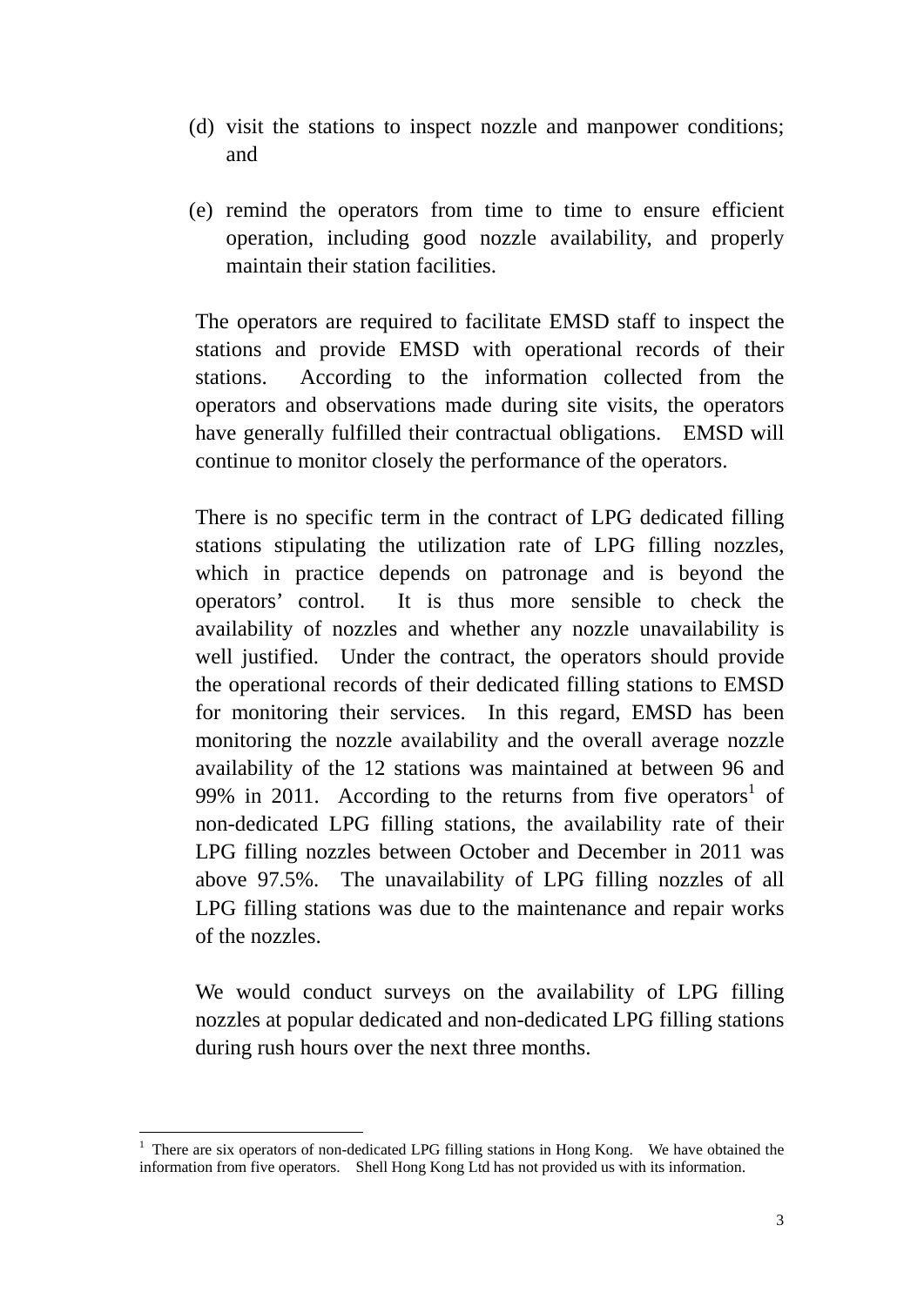(d) visit the stations to inspect nozzle and manpower conditions; and

(e) remind the operators from time to time to ensure efficient operation, including good nozzle availability, and properly maintain their station facilities.

The operators are required to facilitate EMSD staff to inspect the stations and provide EMSD with operational records of their stations. According to the information collected from the operators and observations made during site visits, the operators have generally fulfilled their contractual obligations. EMSD will continue to monitor closely the performance of the operators.

There is no specific term in the contract of LPG dedicated filling stations stipulating the utilization rate of LPG filling nozzles, which in practice depends on patronage and is beyond the operators' control. It is thus more sensible to check the availability of nozzles and whether any nozzle unavailability is well justified. Under the contract, the operators should provide the operational records of their dedicated filling stations to EMSD for monitoring their services. In this regard, EMSD has been monitoring the nozzle availability and the overall average nozzle availability of the 12 stations was maintained at between 96 and 99% in 2011. According to the returns from five operators[1] of non-dedicated LPG filling stations, the availability rate of their LPG filling nozzles between October and December in 2011 was above 97.5%. The unavailability of LPG filling nozzles of all LPG filling stations was due to the maintenance and repair works of the nozzles.

We would conduct surveys on the availability of LPG filling nozzles at popular dedicated and non-dedicated LPG filling stations during rush hours over the next three months.

---

[1] There are six operators of non-dedicated LPG filling stations in Hong Kong. We have obtained the information from five operators. Shell Hong Kong Ltd has not provided us with its information.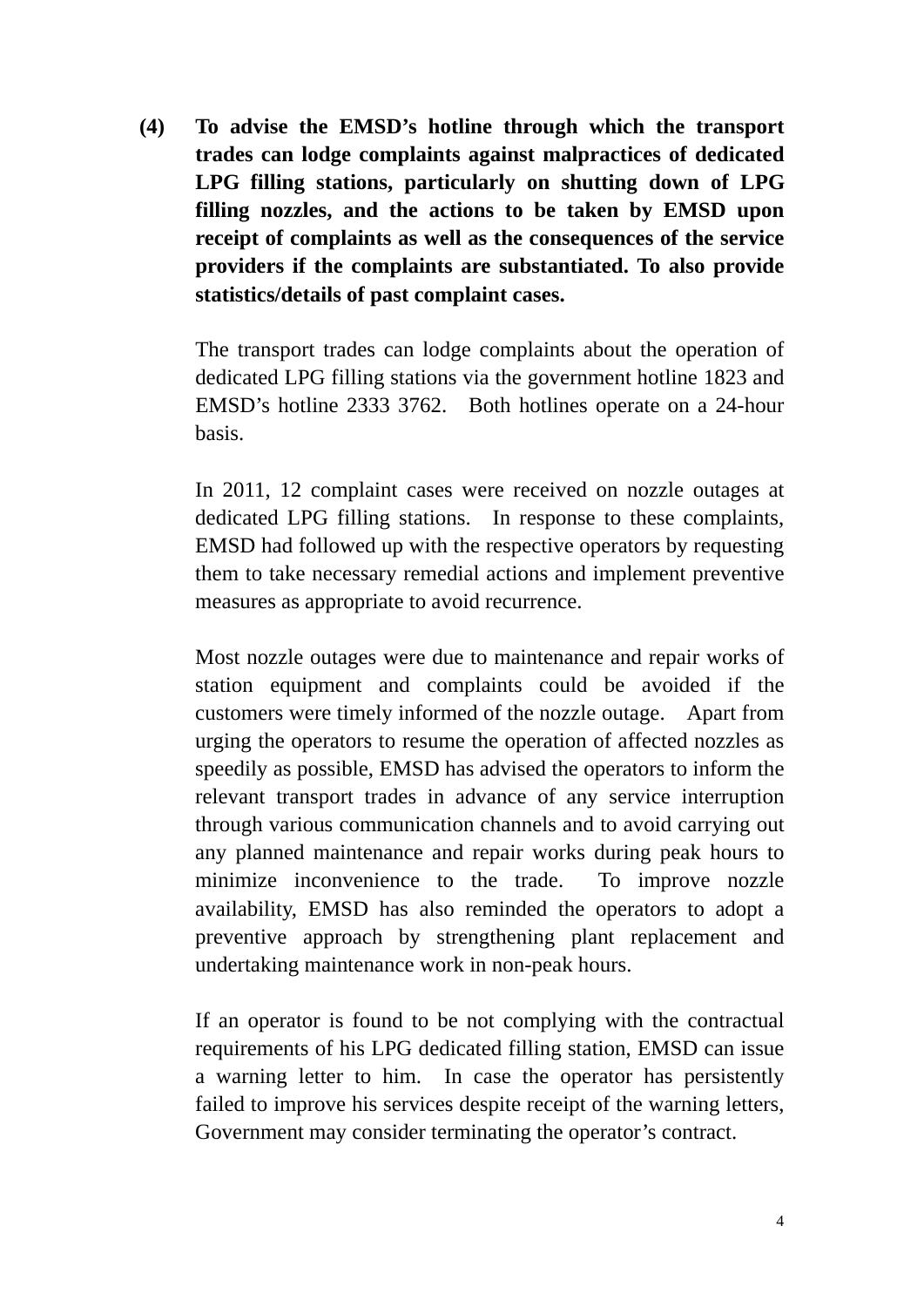**(4) To advise the EMSD's hotline through which the transport trades can lodge complaints against malpractices of dedicated LPG filling stations, particularly on shutting down of LPG filling nozzles, and the actions to be taken by EMSD upon receipt of complaints as well as the consequences of the service providers if the complaints are substantiated. To also provide statistics/details of past complaint cases.**

The transport trades can lodge complaints about the operation of dedicated LPG filling stations via the government hotline 1823 and EMSD's hotline 2333 3762. Both hotlines operate on a 24-hour basis.

In 2011, 12 complaint cases were received on nozzle outages at dedicated LPG filling stations. In response to these complaints, EMSD had followed up with the respective operators by requesting them to take necessary remedial actions and implement preventive measures as appropriate to avoid recurrence.

Most nozzle outages were due to maintenance and repair works of station equipment and complaints could be avoided if the customers were timely informed of the nozzle outage. Apart from urging the operators to resume the operation of affected nozzles as speedily as possible, EMSD has advised the operators to inform the relevant transport trades in advance of any service interruption through various communication channels and to avoid carrying out any planned maintenance and repair works during peak hours to minimize inconvenience to the trade. To improve nozzle availability, EMSD has also reminded the operators to adopt a preventive approach by strengthening plant replacement and undertaking maintenance work in non-peak hours.

If an operator is found to be not complying with the contractual requirements of his LPG dedicated filling station, EMSD can issue a warning letter to him. In case the operator has persistently failed to improve his services despite receipt of the warning letters, Government may consider terminating the operator's contract.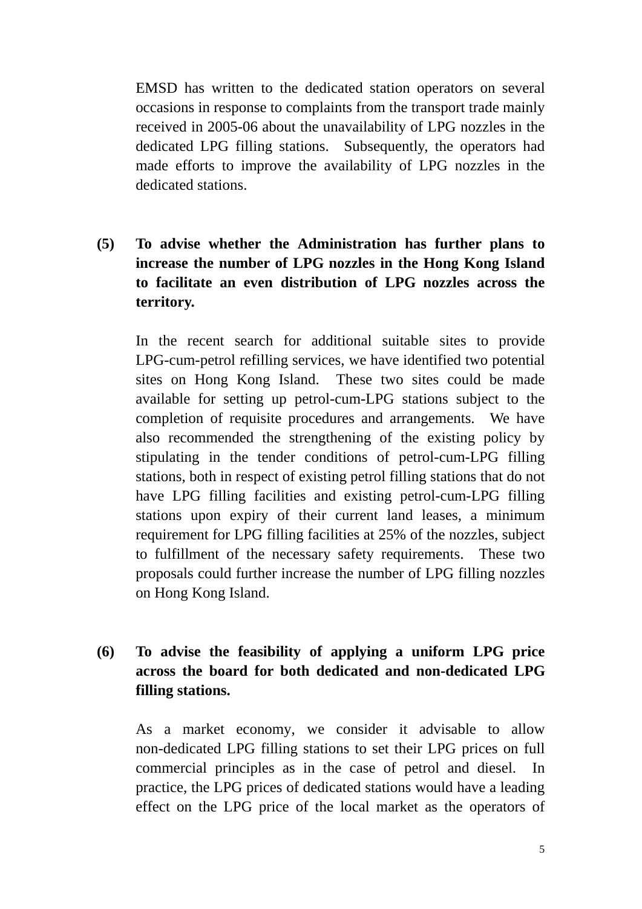EMSD has written to the dedicated station operators on several occasions in response to complaints from the transport trade mainly received in 2005-06 about the unavailability of LPG nozzles in the dedicated LPG filling stations. Subsequently, the operators had made efforts to improve the availability of LPG nozzles in the dedicated stations.

**(5) To advise whether the Administration has further plans to increase the number of LPG nozzles in the Hong Kong Island to facilitate an even distribution of LPG nozzles across the territory.**

In the recent search for additional suitable sites to provide LPG-cum-petrol refilling services, we have identified two potential sites on Hong Kong Island. These two sites could be made available for setting up petrol-cum-LPG stations subject to the completion of requisite procedures and arrangements. We have also recommended the strengthening of the existing policy by stipulating in the tender conditions of petrol-cum-LPG filling stations, both in respect of existing petrol filling stations that do not have LPG filling facilities and existing petrol-cum-LPG filling stations upon expiry of their current land leases, a minimum requirement for LPG filling facilities at 25% of the nozzles, subject to fulfillment of the necessary safety requirements. These two proposals could further increase the number of LPG filling nozzles on Hong Kong Island.

**(6) To advise the feasibility of applying a uniform LPG price across the board for both dedicated and non-dedicated LPG filling stations.**

As a market economy, we consider it advisable to allow non-dedicated LPG filling stations to set their LPG prices on full commercial principles as in the case of petrol and diesel. In practice, the LPG prices of dedicated stations would have a leading effect on the LPG price of the local market as the operators of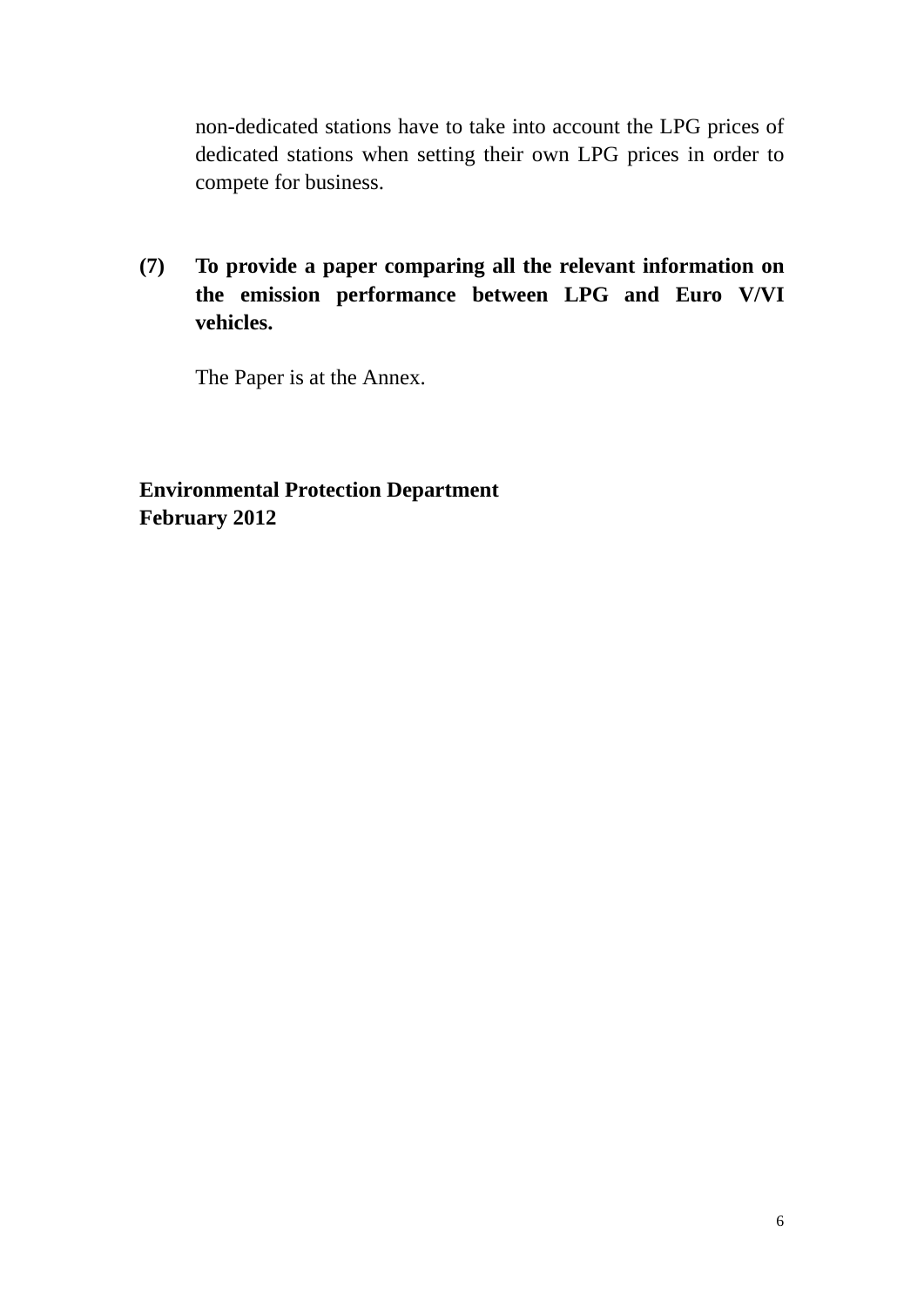non-dedicated stations have to take into account the LPG prices of dedicated stations when setting their own LPG prices in order to compete for business.

**(7) To provide a paper comparing all the relevant information on the emission performance between LPG and Euro V/VI vehicles.**

The Paper is at the Annex.

**Environmental Protection Department**
**February 2012**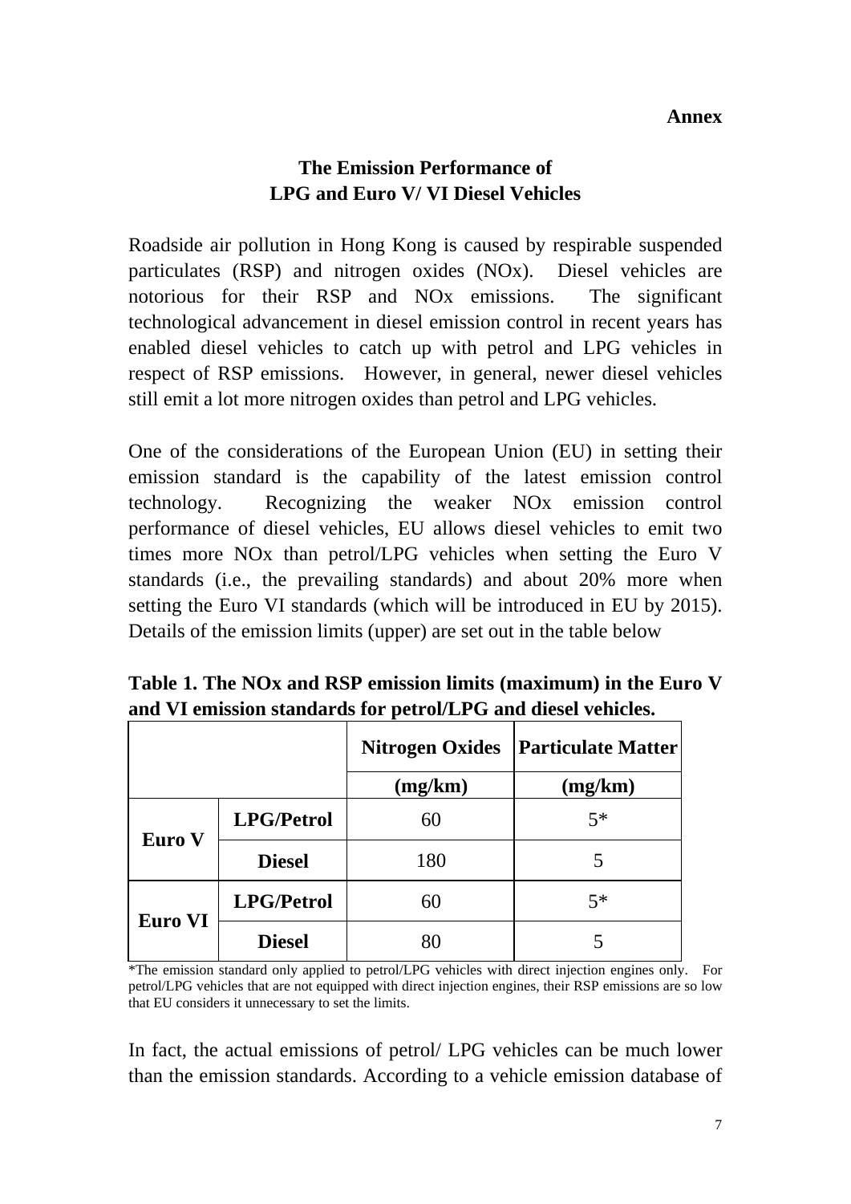**Annex**

## The Emission Performance of LPG and Euro V/ VI Diesel Vehicles

Roadside air pollution in Hong Kong is caused by respirable suspended particulates (RSP) and nitrogen oxides (NOx). Diesel vehicles are notorious for their RSP and NOx emissions. The significant technological advancement in diesel emission control in recent years has enabled diesel vehicles to catch up with petrol and LPG vehicles in respect of RSP emissions. However, in general, newer diesel vehicles still emit a lot more nitrogen oxides than petrol and LPG vehicles.

One of the considerations of the European Union (EU) in setting their emission standard is the capability of the latest emission control technology. Recognizing the weaker NOx emission control performance of diesel vehicles, EU allows diesel vehicles to emit two times more NOx than petrol/LPG vehicles when setting the Euro V standards (i.e., the prevailing standards) and about 20% more when setting the Euro VI standards (which will be introduced in EU by 2015). Details of the emission limits (upper) are set out in the table below

**Table 1. The NOx and RSP emission limits (maximum) in the Euro V and VI emission standards for petrol/LPG and diesel vehicles.**

| | | Nitrogen Oxides (mg/km) | Particulate Matter (mg/km) |
|---|---|---|---|
| **Euro V** | **LPG/Petrol** | 60 | 5* |
| | **Diesel** | 180 | 5 |
| **Euro VI** | **LPG/Petrol** | 60 | 5* |
| | **Diesel** | 80 | 5 |

*The emission standard only applied to petrol/LPG vehicles with direct injection engines only. For petrol/LPG vehicles that are not equipped with direct injection engines, their RSP emissions are so low that EU considers it unnecessary to set the limits.

In fact, the actual emissions of petrol/ LPG vehicles can be much lower than the emission standards. According to a vehicle emission database of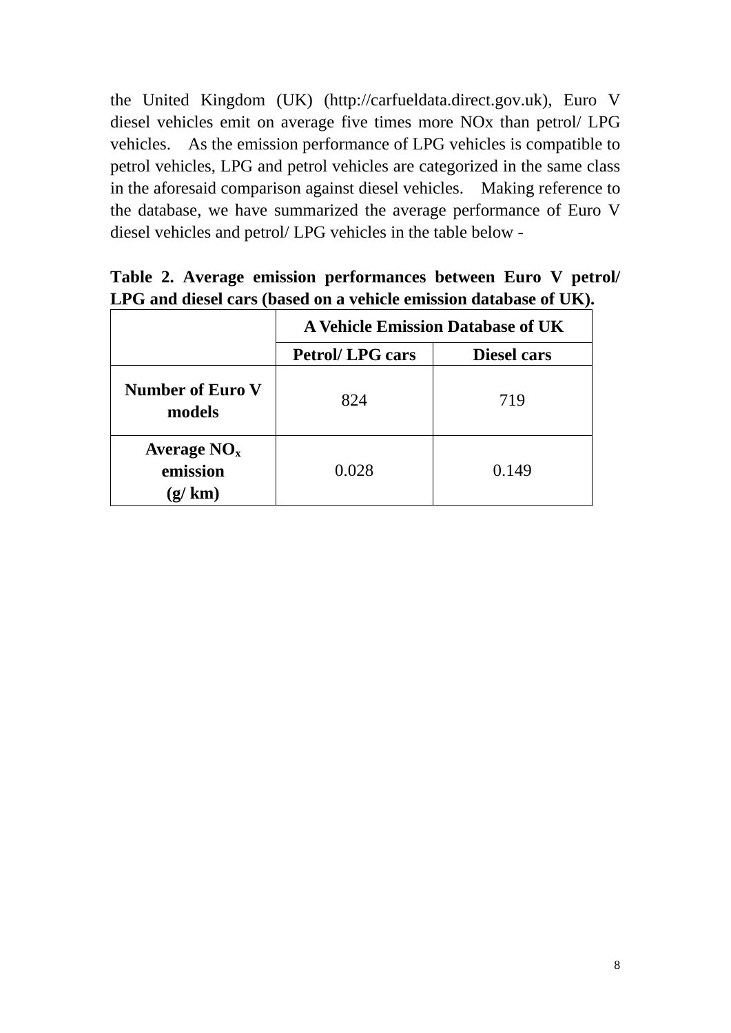the United Kingdom (UK) (http://carfueldata.direct.gov.uk), Euro V diesel vehicles emit on average five times more NOx than petrol/ LPG vehicles. As the emission performance of LPG vehicles is compatible to petrol vehicles, LPG and petrol vehicles are categorized in the same class in the aforesaid comparison against diesel vehicles. Making reference to the database, we have summarized the average performance of Euro V diesel vehicles and petrol/ LPG vehicles in the table below -

**Table 2. Average emission performances between Euro V petrol/ LPG and diesel cars (based on a vehicle emission database of UK).**

| | **A Vehicle Emission Database of UK** | |
|---|---|---|
| | **Petrol/ LPG cars** | **Diesel cars** |
| **Number of Euro V models** | 824 | 719 |
| **Average $NO_x$ emission (g/ km)** | 0.028 | 0.149 |